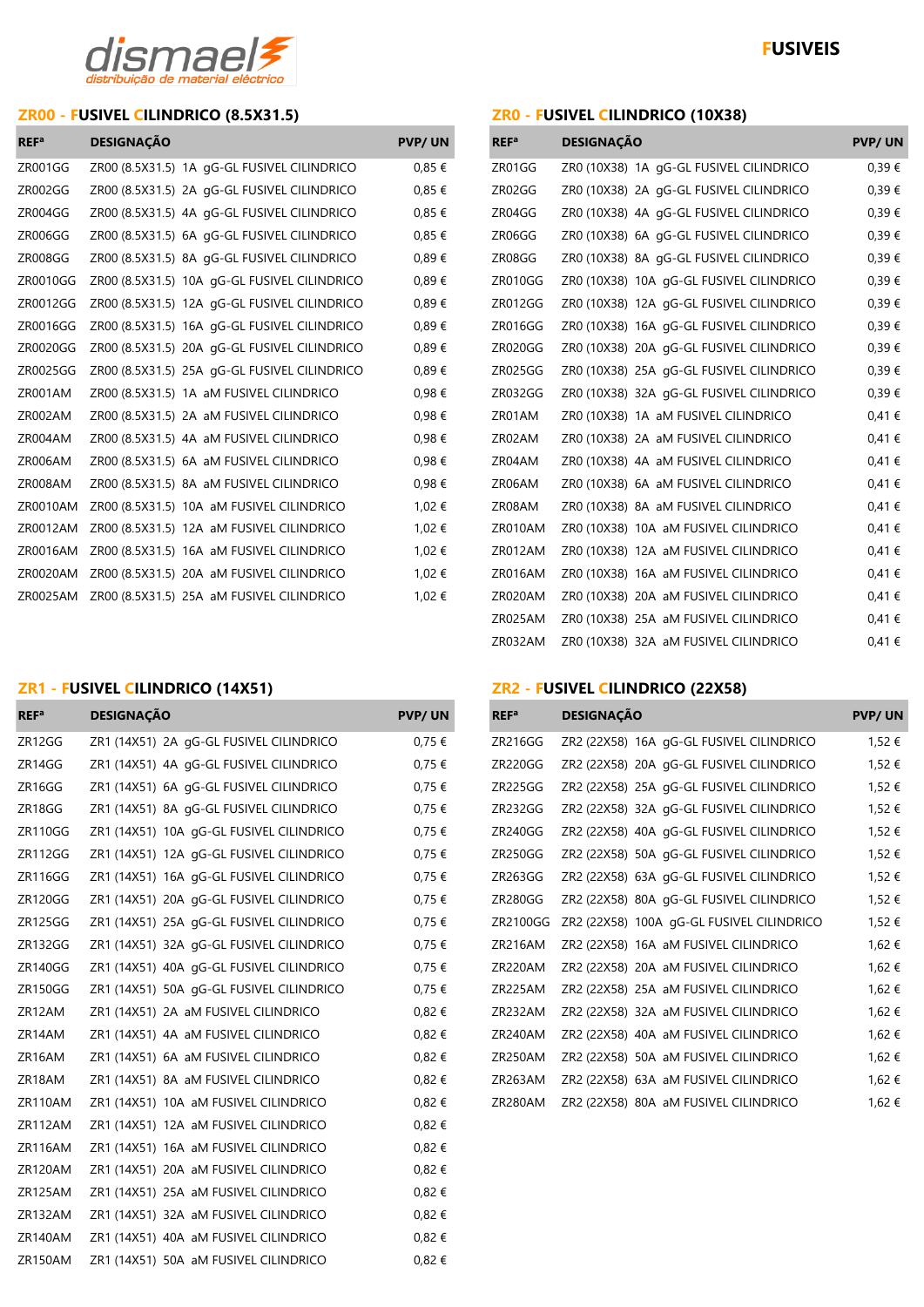dismael distribuição de material eléctrico

# FUSIVEIS

## ZR00 - FUSIVEL CILINDRICO (8.5X31.5)

| REFª | DESIGNAÇÃO | PVP/ UN |
|---|---|---|
| ZR001GG | ZR00 (8.5X31.5) 1A gG-GL FUSIVEL CILINDRICO | 0,85 € |
| ZR002GG | ZR00 (8.5X31.5) 2A gG-GL FUSIVEL CILINDRICO | 0,85 € |
| ZR004GG | ZR00 (8.5X31.5) 4A gG-GL FUSIVEL CILINDRICO | 0,85 € |
| ZR006GG | ZR00 (8.5X31.5) 6A gG-GL FUSIVEL CILINDRICO | 0,85 € |
| ZR008GG | ZR00 (8.5X31.5) 8A gG-GL FUSIVEL CILINDRICO | 0,89 € |
| ZR0010GG | ZR00 (8.5X31.5) 10A gG-GL FUSIVEL CILINDRICO | 0,89 € |
| ZR0012GG | ZR00 (8.5X31.5) 12A gG-GL FUSIVEL CILINDRICO | 0,89 € |
| ZR0016GG | ZR00 (8.5X31.5) 16A gG-GL FUSIVEL CILINDRICO | 0,89 € |
| ZR0020GG | ZR00 (8.5X31.5) 20A gG-GL FUSIVEL CILINDRICO | 0,89 € |
| ZR0025GG | ZR00 (8.5X31.5) 25A gG-GL FUSIVEL CILINDRICO | 0,89 € |
| ZR001AM | ZR00 (8.5X31.5) 1A aM FUSIVEL CILINDRICO | 0,98 € |
| ZR002AM | ZR00 (8.5X31.5) 2A aM FUSIVEL CILINDRICO | 0,98 € |
| ZR004AM | ZR00 (8.5X31.5) 4A aM FUSIVEL CILINDRICO | 0,98 € |
| ZR006AM | ZR00 (8.5X31.5) 6A aM FUSIVEL CILINDRICO | 0,98 € |
| ZR008AM | ZR00 (8.5X31.5) 8A aM FUSIVEL CILINDRICO | 0,98 € |
| ZR0010AM | ZR00 (8.5X31.5) 10A aM FUSIVEL CILINDRICO | 1,02 € |
| ZR0012AM | ZR00 (8.5X31.5) 12A aM FUSIVEL CILINDRICO | 1,02 € |
| ZR0016AM | ZR00 (8.5X31.5) 16A aM FUSIVEL CILINDRICO | 1,02 € |
| ZR0020AM | ZR00 (8.5X31.5) 20A aM FUSIVEL CILINDRICO | 1,02 € |
| ZR0025AM | ZR00 (8.5X31.5) 25A aM FUSIVEL CILINDRICO | 1,02 € |

## ZR0 - FUSIVEL CILINDRICO (10X38)

| REFª | DESIGNAÇÃO | PVP/ UN |
|---|---|---|
| ZR01GG | ZR0 (10X38) 1A gG-GL FUSIVEL CILINDRICO | 0,39 € |
| ZR02GG | ZR0 (10X38) 2A gG-GL FUSIVEL CILINDRICO | 0,39 € |
| ZR04GG | ZR0 (10X38) 4A gG-GL FUSIVEL CILINDRICO | 0,39 € |
| ZR06GG | ZR0 (10X38) 6A gG-GL FUSIVEL CILINDRICO | 0,39 € |
| ZR08GG | ZR0 (10X38) 8A gG-GL FUSIVEL CILINDRICO | 0,39 € |
| ZR010GG | ZR0 (10X38) 10A gG-GL FUSIVEL CILINDRICO | 0,39 € |
| ZR012GG | ZR0 (10X38) 12A gG-GL FUSIVEL CILINDRICO | 0,39 € |
| ZR016GG | ZR0 (10X38) 16A gG-GL FUSIVEL CILINDRICO | 0,39 € |
| ZR020GG | ZR0 (10X38) 20A gG-GL FUSIVEL CILINDRICO | 0,39 € |
| ZR025GG | ZR0 (10X38) 25A gG-GL FUSIVEL CILINDRICO | 0,39 € |
| ZR032GG | ZR0 (10X38) 32A gG-GL FUSIVEL CILINDRICO | 0,39 € |
| ZR01AM | ZR0 (10X38) 1A aM FUSIVEL CILINDRICO | 0,41 € |
| ZR02AM | ZR0 (10X38) 2A aM FUSIVEL CILINDRICO | 0,41 € |
| ZR04AM | ZR0 (10X38) 4A aM FUSIVEL CILINDRICO | 0,41 € |
| ZR06AM | ZR0 (10X38) 6A aM FUSIVEL CILINDRICO | 0,41 € |
| ZR08AM | ZR0 (10X38) 8A aM FUSIVEL CILINDRICO | 0,41 € |
| ZR010AM | ZR0 (10X38) 10A aM FUSIVEL CILINDRICO | 0,41 € |
| ZR012AM | ZR0 (10X38) 12A aM FUSIVEL CILINDRICO | 0,41 € |
| ZR016AM | ZR0 (10X38) 16A aM FUSIVEL CILINDRICO | 0,41 € |
| ZR020AM | ZR0 (10X38) 20A aM FUSIVEL CILINDRICO | 0,41 € |
| ZR025AM | ZR0 (10X38) 25A aM FUSIVEL CILINDRICO | 0,41 € |
| ZR032AM | ZR0 (10X38) 32A aM FUSIVEL CILINDRICO | 0,41 € |

## ZR1 - FUSIVEL CILINDRICO (14X51)

| REFª | DESIGNAÇÃO | PVP/ UN |
|---|---|---|
| ZR12GG | ZR1 (14X51) 2A gG-GL FUSIVEL CILINDRICO | 0,75 € |
| ZR14GG | ZR1 (14X51) 4A gG-GL FUSIVEL CILINDRICO | 0,75 € |
| ZR16GG | ZR1 (14X51) 6A gG-GL FUSIVEL CILINDRICO | 0,75 € |
| ZR18GG | ZR1 (14X51) 8A gG-GL FUSIVEL CILINDRICO | 0,75 € |
| ZR110GG | ZR1 (14X51) 10A gG-GL FUSIVEL CILINDRICO | 0,75 € |
| ZR112GG | ZR1 (14X51) 12A gG-GL FUSIVEL CILINDRICO | 0,75 € |
| ZR116GG | ZR1 (14X51) 16A gG-GL FUSIVEL CILINDRICO | 0,75 € |
| ZR120GG | ZR1 (14X51) 20A gG-GL FUSIVEL CILINDRICO | 0,75 € |
| ZR125GG | ZR1 (14X51) 25A gG-GL FUSIVEL CILINDRICO | 0,75 € |
| ZR132GG | ZR1 (14X51) 32A gG-GL FUSIVEL CILINDRICO | 0,75 € |
| ZR140GG | ZR1 (14X51) 40A gG-GL FUSIVEL CILINDRICO | 0,75 € |
| ZR150GG | ZR1 (14X51) 50A gG-GL FUSIVEL CILINDRICO | 0,75 € |
| ZR12AM | ZR1 (14X51) 2A aM FUSIVEL CILINDRICO | 0,82 € |
| ZR14AM | ZR1 (14X51) 4A aM FUSIVEL CILINDRICO | 0,82 € |
| ZR16AM | ZR1 (14X51) 6A aM FUSIVEL CILINDRICO | 0,82 € |
| ZR18AM | ZR1 (14X51) 8A aM FUSIVEL CILINDRICO | 0,82 € |
| ZR110AM | ZR1 (14X51) 10A aM FUSIVEL CILINDRICO | 0,82 € |
| ZR112AM | ZR1 (14X51) 12A aM FUSIVEL CILINDRICO | 0,82 € |
| ZR116AM | ZR1 (14X51) 16A aM FUSIVEL CILINDRICO | 0,82 € |
| ZR120AM | ZR1 (14X51) 20A aM FUSIVEL CILINDRICO | 0,82 € |
| ZR125AM | ZR1 (14X51) 25A aM FUSIVEL CILINDRICO | 0,82 € |
| ZR132AM | ZR1 (14X51) 32A aM FUSIVEL CILINDRICO | 0,82 € |
| ZR140AM | ZR1 (14X51) 40A aM FUSIVEL CILINDRICO | 0,82 € |
| ZR150AM | ZR1 (14X51) 50A aM FUSIVEL CILINDRICO | 0,82 € |

## ZR2 - FUSIVEL CILINDRICO (22X58)

| REFª | DESIGNAÇÃO | PVP/ UN |
|---|---|---|
| ZR216GG | ZR2 (22X58) 16A gG-GL FUSIVEL CILINDRICO | 1,52 € |
| ZR220GG | ZR2 (22X58) 20A gG-GL FUSIVEL CILINDRICO | 1,52 € |
| ZR225GG | ZR2 (22X58) 25A gG-GL FUSIVEL CILINDRICO | 1,52 € |
| ZR232GG | ZR2 (22X58) 32A gG-GL FUSIVEL CILINDRICO | 1,52 € |
| ZR240GG | ZR2 (22X58) 40A gG-GL FUSIVEL CILINDRICO | 1,52 € |
| ZR250GG | ZR2 (22X58) 50A gG-GL FUSIVEL CILINDRICO | 1,52 € |
| ZR263GG | ZR2 (22X58) 63A gG-GL FUSIVEL CILINDRICO | 1,52 € |
| ZR280GG | ZR2 (22X58) 80A gG-GL FUSIVEL CILINDRICO | 1,52 € |
| ZR2100GG | ZR2 (22X58) 100A gG-GL FUSIVEL CILINDRICO | 1,52 € |
| ZR216AM | ZR2 (22X58) 16A aM FUSIVEL CILINDRICO | 1,62 € |
| ZR220AM | ZR2 (22X58) 20A aM FUSIVEL CILINDRICO | 1,62 € |
| ZR225AM | ZR2 (22X58) 25A aM FUSIVEL CILINDRICO | 1,62 € |
| ZR232AM | ZR2 (22X58) 32A aM FUSIVEL CILINDRICO | 1,62 € |
| ZR240AM | ZR2 (22X58) 40A aM FUSIVEL CILINDRICO | 1,62 € |
| ZR250AM | ZR2 (22X58) 50A aM FUSIVEL CILINDRICO | 1,62 € |
| ZR263AM | ZR2 (22X58) 63A aM FUSIVEL CILINDRICO | 1,62 € |
| ZR280AM | ZR2 (22X58) 80A aM FUSIVEL CILINDRICO | 1,62 € |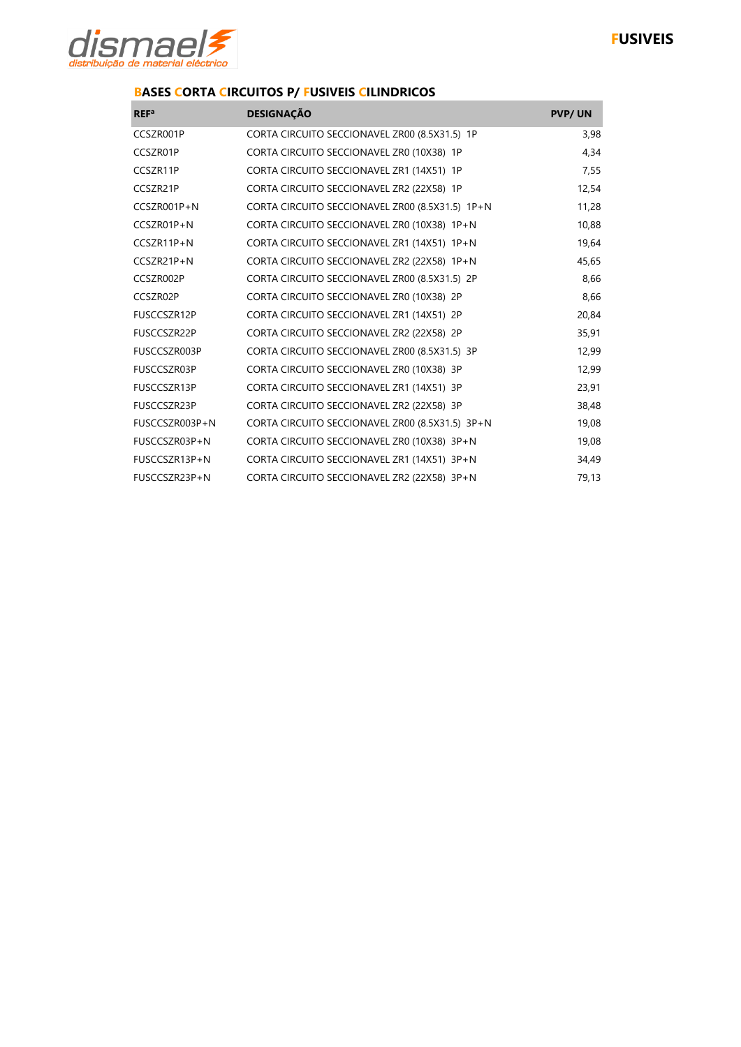## BASES CORTA CIRCUITOS P/ FUSIVEIS CILINDRICOS

| REFª | DESIGNAÇÃO | PVP/ UN |
|---|---|---|
| CCSZR001P | CORTA CIRCUITO SECCIONAVEL ZR00 (8.5X31.5) 1P | 3,98 |
| CCSZR01P | CORTA CIRCUITO SECCIONAVEL ZR0 (10X38) 1P | 4,34 |
| CCSZR11P | CORTA CIRCUITO SECCIONAVEL ZR1 (14X51) 1P | 7,55 |
| CCSZR21P | CORTA CIRCUITO SECCIONAVEL ZR2 (22X58) 1P | 12,54 |
| CCSZR001P+N | CORTA CIRCUITO SECCIONAVEL ZR00 (8.5X31.5) 1P+N | 11,28 |
| CCSZR01P+N | CORTA CIRCUITO SECCIONAVEL ZR0 (10X38) 1P+N | 10,88 |
| CCSZR11P+N | CORTA CIRCUITO SECCIONAVEL ZR1 (14X51) 1P+N | 19,64 |
| CCSZR21P+N | CORTA CIRCUITO SECCIONAVEL ZR2 (22X58) 1P+N | 45,65 |
| CCSZR002P | CORTA CIRCUITO SECCIONAVEL ZR00 (8.5X31.5) 2P | 8,66 |
| CCSZR02P | CORTA CIRCUITO SECCIONAVEL ZR0 (10X38) 2P | 8,66 |
| FUSCCSZR12P | CORTA CIRCUITO SECCIONAVEL ZR1 (14X51) 2P | 20,84 |
| FUSCCSZR22P | CORTA CIRCUITO SECCIONAVEL ZR2 (22X58) 2P | 35,91 |
| FUSCCSZR003P | CORTA CIRCUITO SECCIONAVEL ZR00 (8.5X31.5) 3P | 12,99 |
| FUSCCSZR03P | CORTA CIRCUITO SECCIONAVEL ZR0 (10X38) 3P | 12,99 |
| FUSCCSZR13P | CORTA CIRCUITO SECCIONAVEL ZR1 (14X51) 3P | 23,91 |
| FUSCCSZR23P | CORTA CIRCUITO SECCIONAVEL ZR2 (22X58) 3P | 38,48 |
| FUSCCSZR003P+N | CORTA CIRCUITO SECCIONAVEL ZR00 (8.5X31.5) 3P+N | 19,08 |
| FUSCCSZR03P+N | CORTA CIRCUITO SECCIONAVEL ZR0 (10X38) 3P+N | 19,08 |
| FUSCCSZR13P+N | CORTA CIRCUITO SECCIONAVEL ZR1 (14X51) 3P+N | 34,49 |
| FUSCCSZR23P+N | CORTA CIRCUITO SECCIONAVEL ZR2 (22X58) 3P+N | 79,13 |